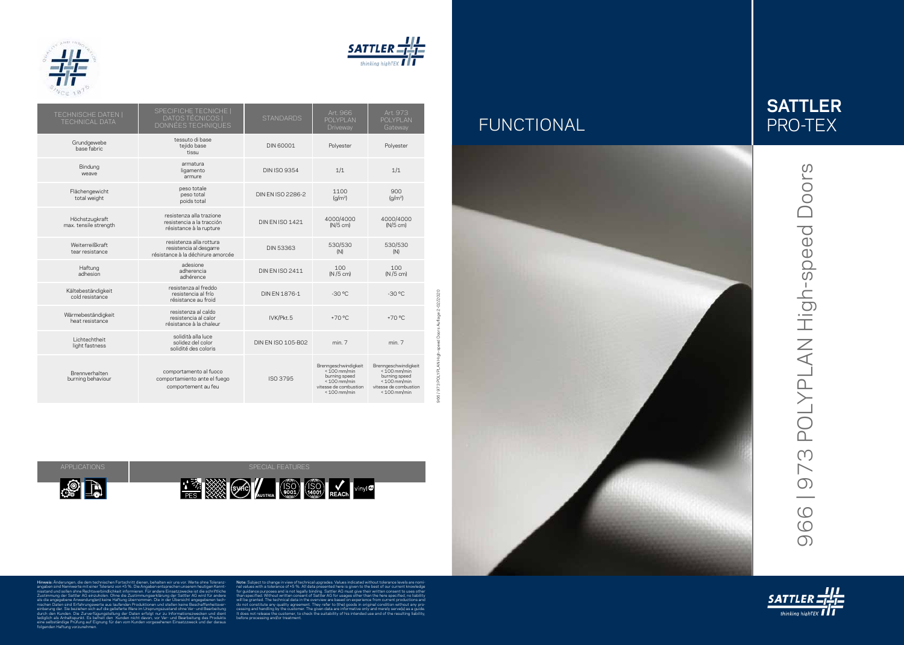# SATTLER PRO-TEX

## FUNCTIONAL

## 966 | 973 POLYPLAN High-speed Doors

| TECHNISCHE DATEN \| TECHNICAL DATA | SPECIFICHE TECNICHE \| DATOS TÉCNICOS \| DONNÉES TECHNIQUES | STANDARDS | Art. 966 POLYPLAN Driveway | Art. 973 POLYPLAN Gateway |
|---|---|---|---|---|
| Grundgewebe base fabric | tessuto di base tejido base tissu | DIN 60001 | Polyester | Polyester |
| Bindung weave | armatura ligamento armure | DIN ISO 9354 | 1/1 | 1/1 |
| Flächengewicht total weight | peso totale peso total poids total | DIN EN ISO 2286-2 | 1100 (g/m²) | 900 (g/m²) |
| Höchstzugkraft max. tensile strength | resistenza alla trazione resistencia a la tracción résistance à la rupture | DIN EN ISO 1421 | 4000/4000 (N/5 cm) | 4000/4000 (N/5 cm) |
| Weiterreißkraft tear resistance | resistenza alla rottura resistencia al desgarre résistance à la déchirure amorcée | DIN 53363 | 530/530 (N) | 530/530 (N) |
| Haftung adhesion | adesione adherencia adhérence | DIN EN ISO 2411 | 100 (N/5 cm) | 100 (N/5 cm) |
| Kältebeständigkeit cold resistance | resistenza al freddo resistencia al frío résistance au froid | DIN EN 1876-1 | -30 °C | -30 °C |
| Wärmebeständigkeit heat resistance | resistenza al caldo resistencia al calor résistance à la chaleur | IVK/Pkt.5 | +70 °C | +70 °C |
| Lichtechtheit light fastness | solidità alla luce solidez del color solidité des coloris | DIN EN ISO 105-B02 | min. 7 | min. 7 |
| Brennverhalten burning behaviour | comportamento al fuoco comportamiento ante el fuego comportement au feu | ISO 3795 | Brenngeschwindigkeit < 100 mm/min burning speed < 100 mm/min vitesse de combustion < 100 mm/min | Brenngeschwindigkeit < 100 mm/min burning speed < 100 mm/min vitesse de combustion < 100 mm/min |

966 | 973 POLYPLAN High-speed Doors Auflage 2-02/2020

| APPLICATIONS | SPECIAL FEATURES |
|---|---|
| | PES, SVHC, AUSTRIA, ISO 9001, ISO 14001, REACh, vinyl plus |

**Hinweis:** Änderungen, die dem technischen Fortschritt dienen, behalten wir uns vor. Werte ohne Toleranzangaben sind Nennwerte mit einer Toleranz von +5 %. Die Angaben entsprechen unserem heutigen Kenntnisstand und sollen ohne Rechtsverbindlichkeit informieren. Für andere Einsatzzwecke ist die schriftliche Zustimmung der Sattler AG einzuholen. Ohne die Zustimmungserklärung der Sattler AG wird für andere als die angegebene Anwendung(en) keine Haftung übernommen. Die in der Übersicht angegebenen technischen Daten sind Erfahrungswerte aus laufenden Produktionen und stellen keine Beschaffenheitsvereinbarung dar. Sie beziehen sich auf die gelieferte Ware im Ursprungszustand ohne Ver- und Bearbeitung durch den Kunden. Die Zurverfügungstellung der Daten erfolgt nur zu Informationszwecken und dient lediglich als Anhaltspunkt. Es befreit den Kunden nicht davon, vor Ver- und Bearbeitung des Produkts eine selbständige Prüfung auf Eignung für den vom Kunden vorgesehenen Einsatzzweck und der daraus folgenden Haftung vorzunehmen.

**Note:** Subject to change in view of technical upgrades. Values indicated without tolerance levels are nominal values with a tolerance of +5 %. All data presented here is given to the best of our current knowledge for guidance purposes and is not legally binding. Sattler AG must give their written consent to uses other than specified. Without written consent of Sattler AG for usages other than the here specified, no liability will be granted. The technical data in the overview are based on experience from current productions and do not constitute any quality agreement. They refer to (the) goods in original condition without any processing and handling by the customer. The given data are informative only and merely serve(s) as a guide. It does not release the customer, to check the suitability of his intended use and of the resulting liability, before processing and/or treatment.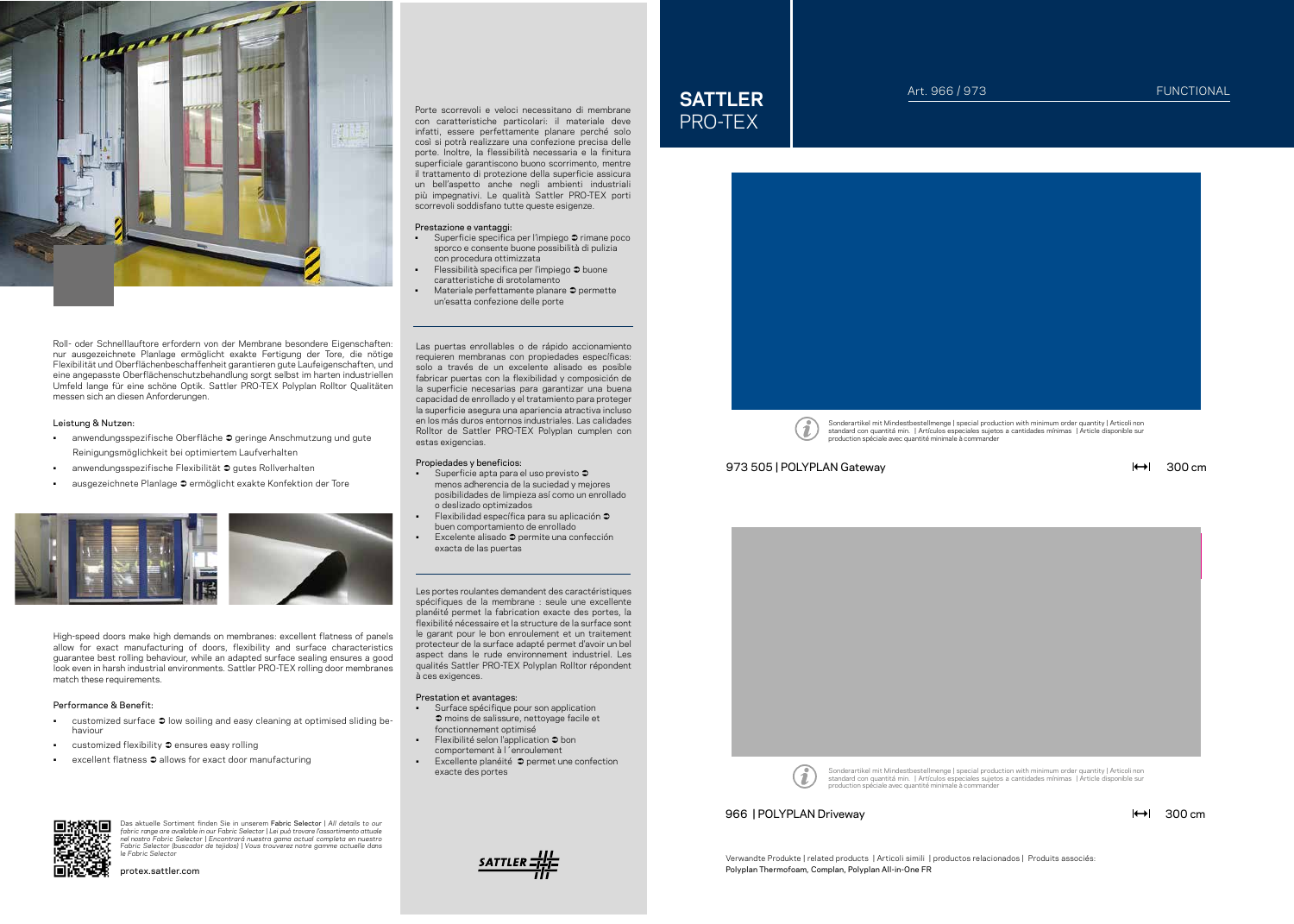# SATTLER PRO-TEX

Art. 966 / 973

FUNCTIONAL

Roll- oder Schnelllauftore erfordern von der Membrane besondere Eigenschaften: nur ausgezeichnete Planlage ermöglicht exakte Fertigung der Tore, die nötige Flexibilität und Oberflächenbeschaffenheit garantieren gute Laufeigenschaften, und eine angepasste Oberflächenschutzbehandlung sorgt selbst im harten industriellen Umfeld lange für eine schöne Optik. Sattler PRO-TEX Polyplan Rolltor Qualitäten messen sich an diesen Anforderungen.

### Leistung & Nutzen:

- anwendungsspezifische Oberfläche ➲ geringe Anschmutzung und gute Reinigungsmöglichkeit bei optimiertem Laufverhalten
- anwendungsspezifische Flexibilität ➲ gutes Rollverhalten
- ausgezeichnete Planlage ➲ ermöglicht exakte Konfektion der Tore

High-speed doors make high demands on membranes: excellent flatness of panels allow for exact manufacturing of doors, flexibility and surface characteristics guarantee best rolling behaviour, while an adapted surface sealing ensures a good look even in harsh industrial environments. Sattler PRO-TEX rolling door membranes match these requirements.

### Performance & Benefit:

- customized surface ➲ low soiling and easy cleaning at optimised sliding behaviour
- customized flexibility ➲ ensures easy rolling
- excellent flatness ➲ allows for exact door manufacturing

Porte scorrevoli e veloci necessitano di membrane con caratteristiche particolari: il materiale deve infatti, essere perfettamente planare perché solo così si potrà realizzare una confezione precisa delle porte. Inoltre, la flessibilità necessaria e la finitura superficiale garantiscono buono scorrimento, mentre il trattamento di protezione della superficie assicura un bell'aspetto anche negli ambienti industriali più impegnativi. Le qualità Sattler PRO-TEX porti scorrevoli soddisfano tutte queste esigenze.

### Prestazione e vantaggi:

- Superficie specifica per l'impiego ➲ rimane poco sporco e consente buone possibilità di pulizia con procedura ottimizzata
- Flessibilità specifica per l'impiego ➲ buone caratteristiche di srotolamento
- Materiale perfettamente planare ➲ permette un'esatta confezione delle porte

Las puertas enrollables o de rápido accionamiento requieren membranas con propiedades específicas: solo a través de un excelente alisado es posible fabricar puertas con la flexibilidad y composición de la superficie necesarias para garantizar una buena capacidad de enrollado y el tratamiento para proteger la superficie asegura una apariencia atractiva incluso en los más duros entornos industriales. Las calidades Rolltor de Sattler PRO-TEX Polyplan cumplen con estas exigencias.

### Propiedades y beneficios:

- Superficie apta para el uso previsto ➲ menos adherencia de la suciedad y mejores posibilidades de limpieza así como un enrollado o deslizado optimizados
- Flexibilidad específica para su aplicación ➲ buen comportamiento de enrollado
- Excelente alisado ➲ permite una confección exacta de las puertas

Les portes roulantes demandent des caractéristiques spécifiques de la membrane : seule une excellente planéité permet la fabrication exacte des portes, la flexibilité nécessaire et la structure de la surface sont le garant pour le bon enroulement et un traitement protecteur de la surface adapté permet d'avoir un bel aspect dans le rude environnement industriel. Les qualités Sattler PRO-TEX Polyplan Rolltor répondent à ces exigences.

### Prestation et avantages:

- Surface spécifique pour son application ➲ moins de salissure, nettoyage facile et fonctionnement optimisé
- Flexibilité selon l'application ➲ bon comportement à l´enroulement
- Excellente planéité ➲ permet une confection exacte des portes

Das aktuelle Sortiment finden Sie in unserem **Fabric Selector** | *All details to our fabric range are available in our Fabric Selector | Lei può trovare l'assortimento attuale nel nostro Fabric Selector | Encontrará nuestra gama actual completa en nuestro Fabric Selector (buscador de tejidos) | Vous trouverez notre gamme actuelle dans le Fabric Selector*

protex.sattler.com

Sonderartikel mit Mindestbestellmenge | special production with minimum order quantity | Articoli non standard con quantità min. | Artículos especiales sujetos a cantidades mínimas | Article disponible sur production spéciale avec quantité minimale à commander

973 505 | POLYPLAN Gateway — ⟷ 300 cm

Sonderartikel mit Mindestbestellmenge | special production with minimum order quantity | Articoli non standard con quantità min. | Artículos especiales sujetos a cantidades mínimas | Article disponible sur production spéciale avec quantité minimale à commander

966 | POLYPLAN Driveway — ⟷ 300 cm

Verwandte Produkte | related products | Articoli simili | productos relacionados | Produits associés:
Polyplan Thermofoam, Complan, Polyplan All-in-One FR